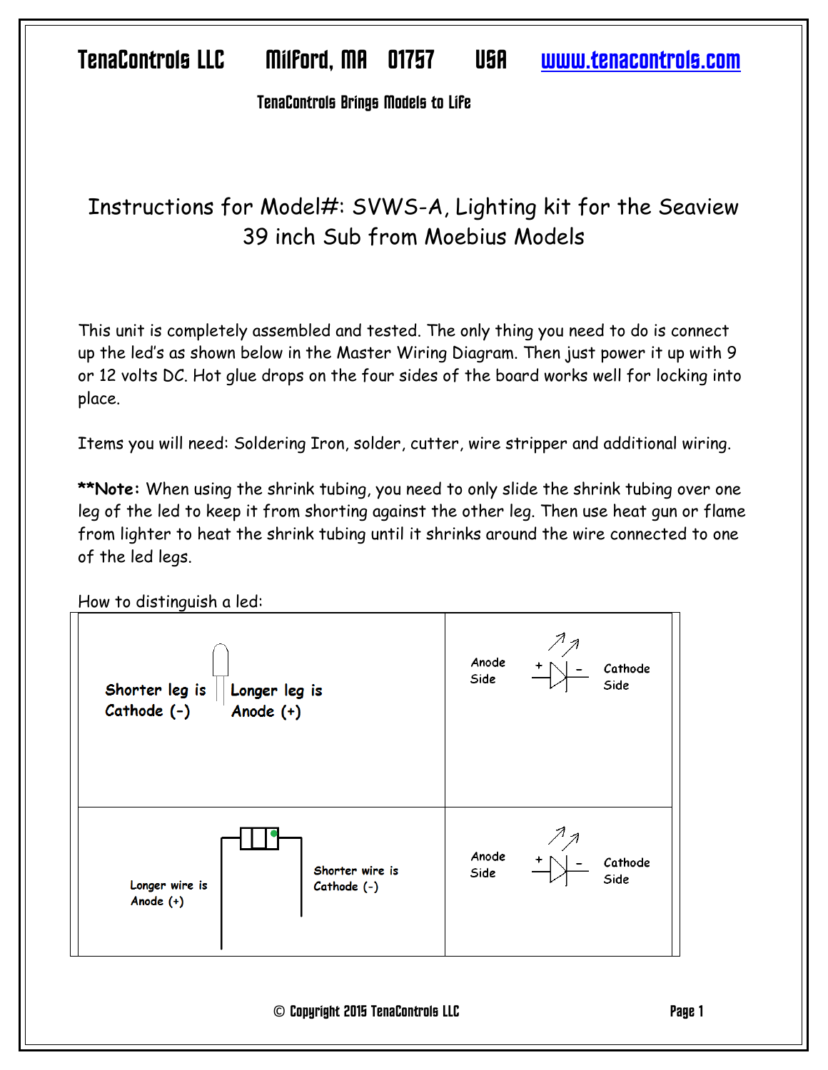TenaControls LLC     Milford, MA  01757     USA     www.tenacontrols.com

TenaControls Brings Models to Life

# Instructions for Model#: SVWS-A, Lighting kit for the Seaview 39 inch Sub from Moebius Models

This unit is completely assembled and tested. The only thing you need to do is connect up the led's as shown below in the Master Wiring Diagram. Then just power it up with 9 or 12 volts DC. Hot glue drops on the four sides of the board works well for locking into place.

Items you will need: Soldering Iron, solder, cutter, wire stripper and additional wiring.

****Note:** When using the shrink tubing, you need to only slide the shrink tubing over one leg of the led to keep it from shorting against the other leg. Then use heat gun or flame from lighter to heat the shrink tubing until it shrinks around the wire connected to one of the led legs.

How to distinguish a led:

| | |
|---|---|
| Shorter leg is Cathode (-) / Longer leg is Anode (+) | Anode Side + / - Cathode Side |
| Longer wire is Anode (+) / Shorter wire is Cathode (-) | Anode Side + / - Cathode Side |

© Copyright 2015 TenaControls LLC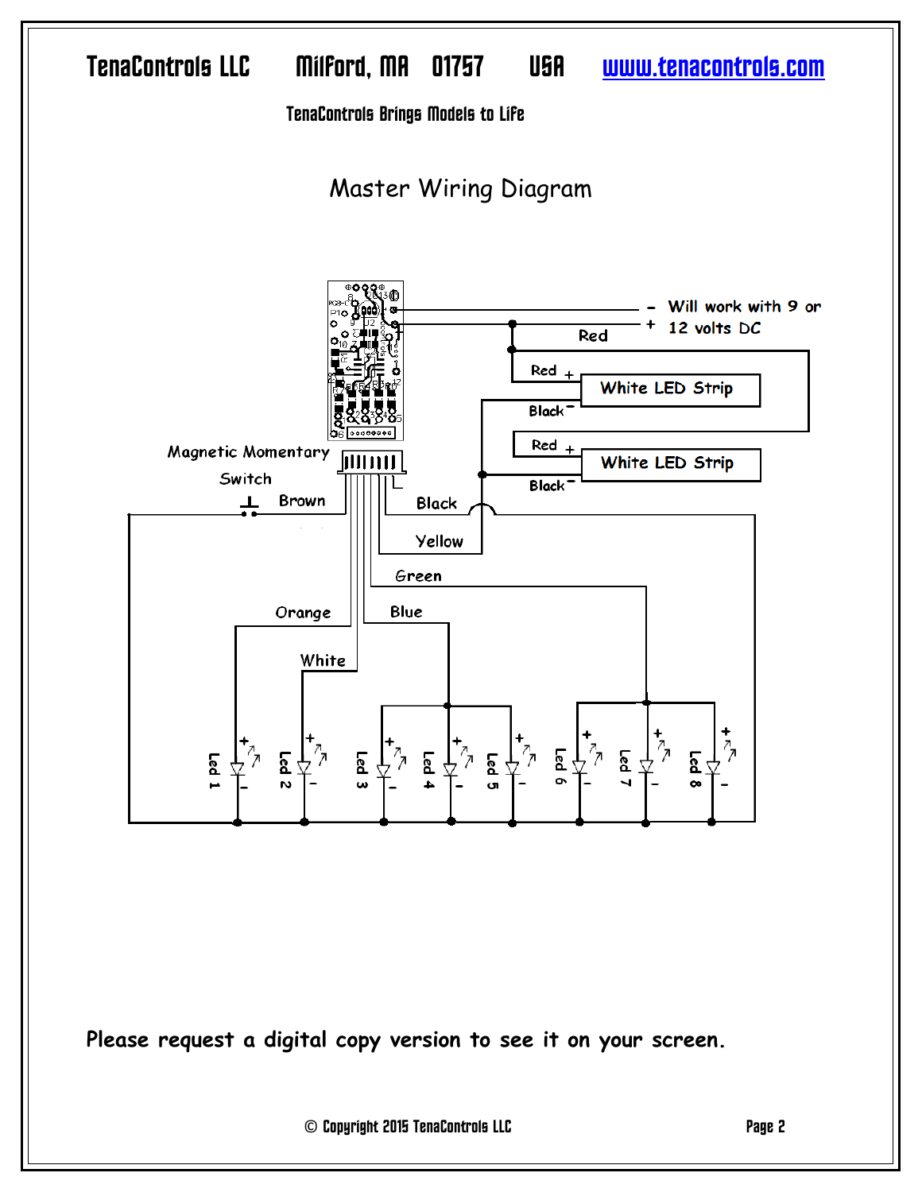TenaControls LLC     Milford, MA  01757     USA     www.tenacontrols.com

TenaControls Brings Models to Life

# Master Wiring Diagram

- Will work with 9 or
+ 12 volts DC

Red

Red +  White LED Strip

Black −

Red +  White LED Strip

Black −

Magnetic Momentary Switch

Brown

Black

Yellow

Green

Orange

Blue

White

Led 1  Led 2  Led 3  Led 4  Led 5  Led 6  Led 7  Led 8

**Please request a digital copy version to see it on your screen.**

© Copyright 2015 TenaControls LLC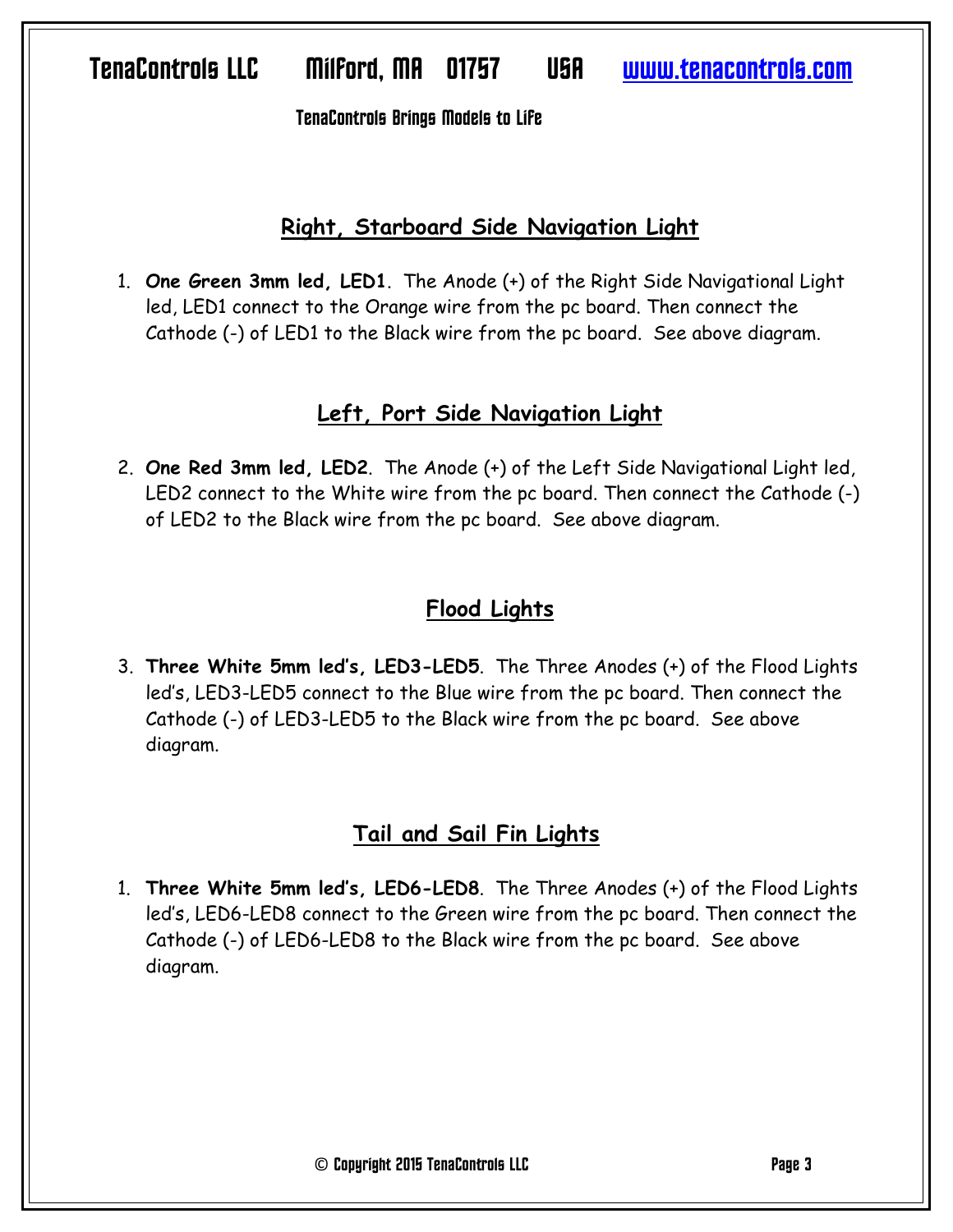## Right, Starboard Side Navigation Light

1. **One Green 3mm led, LED1**. The Anode (+) of the Right Side Navigational Light led, LED1 connect to the Orange wire from the pc board. Then connect the Cathode (-) of LED1 to the Black wire from the pc board. See above diagram.

## Left, Port Side Navigation Light

2. **One Red 3mm led, LED2**. The Anode (+) of the Left Side Navigational Light led, LED2 connect to the White wire from the pc board. Then connect the Cathode (-) of LED2 to the Black wire from the pc board. See above diagram.

## Flood Lights

3. **Three White 5mm led's, LED3-LED5**. The Three Anodes (+) of the Flood Lights led's, LED3-LED5 connect to the Blue wire from the pc board. Then connect the Cathode (-) of LED3-LED5 to the Black wire from the pc board. See above diagram.

## Tail and Sail Fin Lights

1. **Three White 5mm led's, LED6-LED8**. The Three Anodes (+) of the Flood Lights led's, LED6-LED8 connect to the Green wire from the pc board. Then connect the Cathode (-) of LED6-LED8 to the Black wire from the pc board. See above diagram.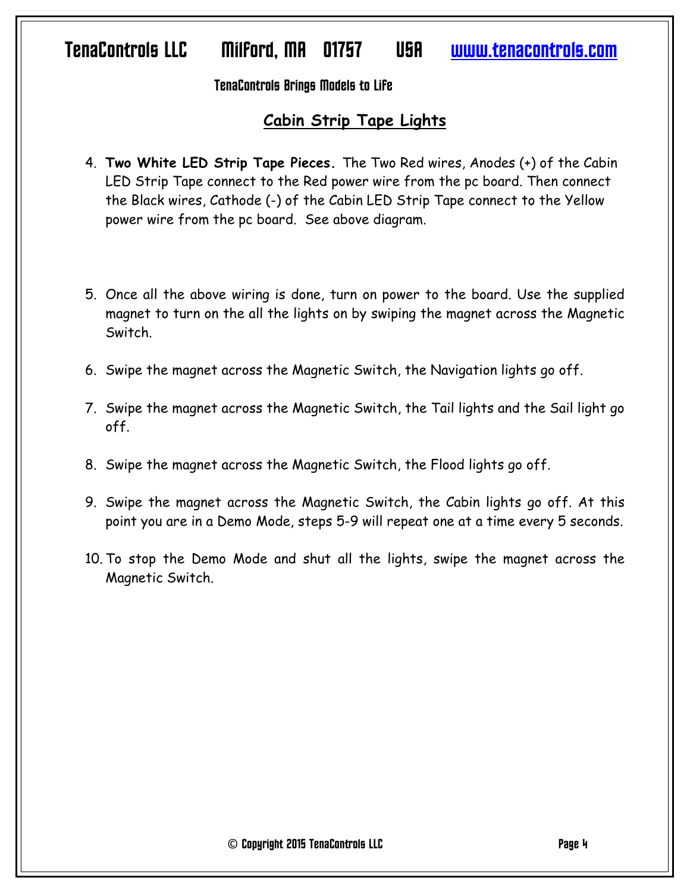## Cabin Strip Tape Lights

4. **Two White LED Strip Tape Pieces.** The Two Red wires, Anodes (+) of the Cabin LED Strip Tape connect to the Red power wire from the pc board. Then connect the Black wires, Cathode (-) of the Cabin LED Strip Tape connect to the Yellow power wire from the pc board. See above diagram.

5. Once all the above wiring is done, turn on power to the board. Use the supplied magnet to turn on the all the lights on by swiping the magnet across the Magnetic Switch.

6. Swipe the magnet across the Magnetic Switch, the Navigation lights go off.

7. Swipe the magnet across the Magnetic Switch, the Tail lights and the Sail light go off.

8. Swipe the magnet across the Magnetic Switch, the Flood lights go off.

9. Swipe the magnet across the Magnetic Switch, the Cabin lights go off. At this point you are in a Demo Mode, steps 5-9 will repeat one at a time every 5 seconds.

10. To stop the Demo Mode and shut all the lights, swipe the magnet across the Magnetic Switch.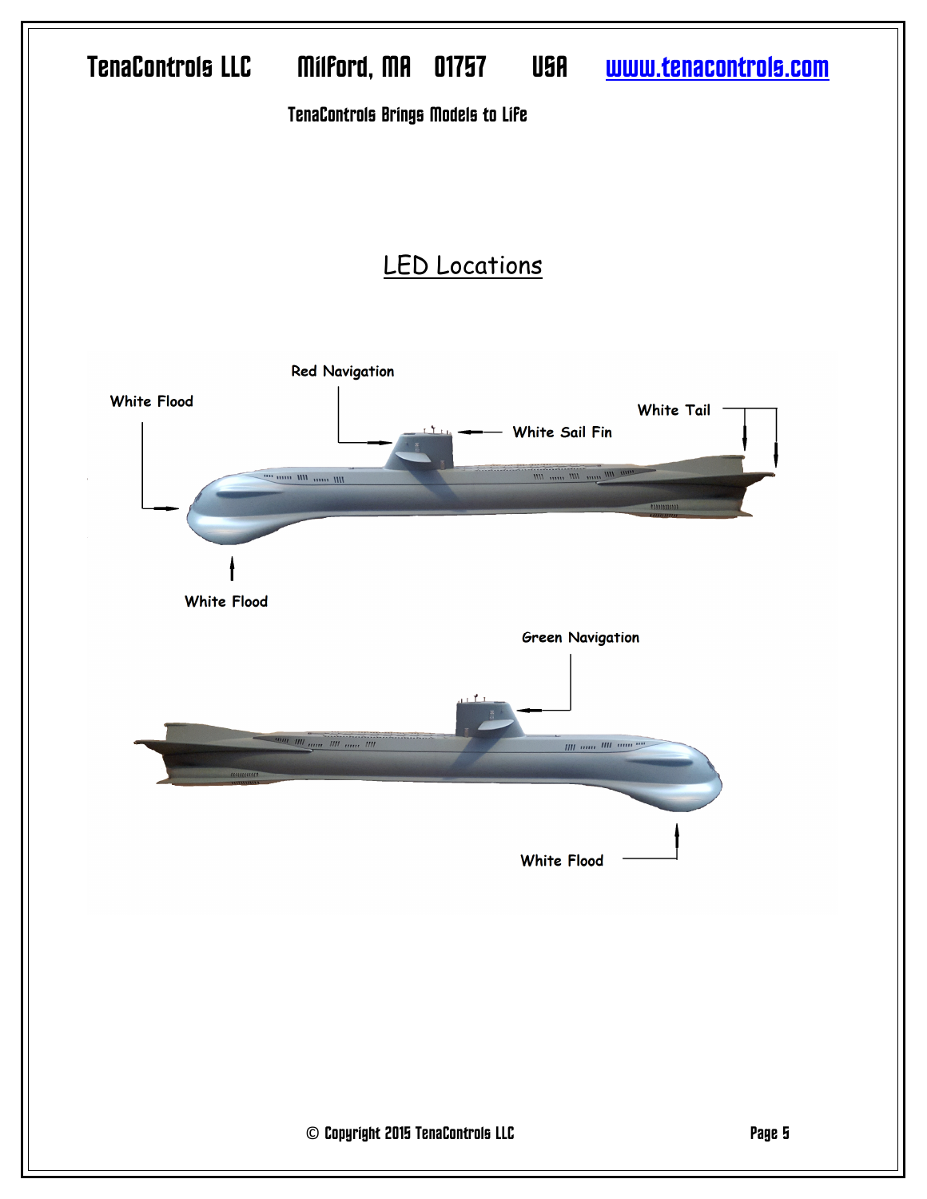## LED Locations

Red Navigation

White Flood

White Tail

White Sail Fin

White Flood

Green Navigation

White Flood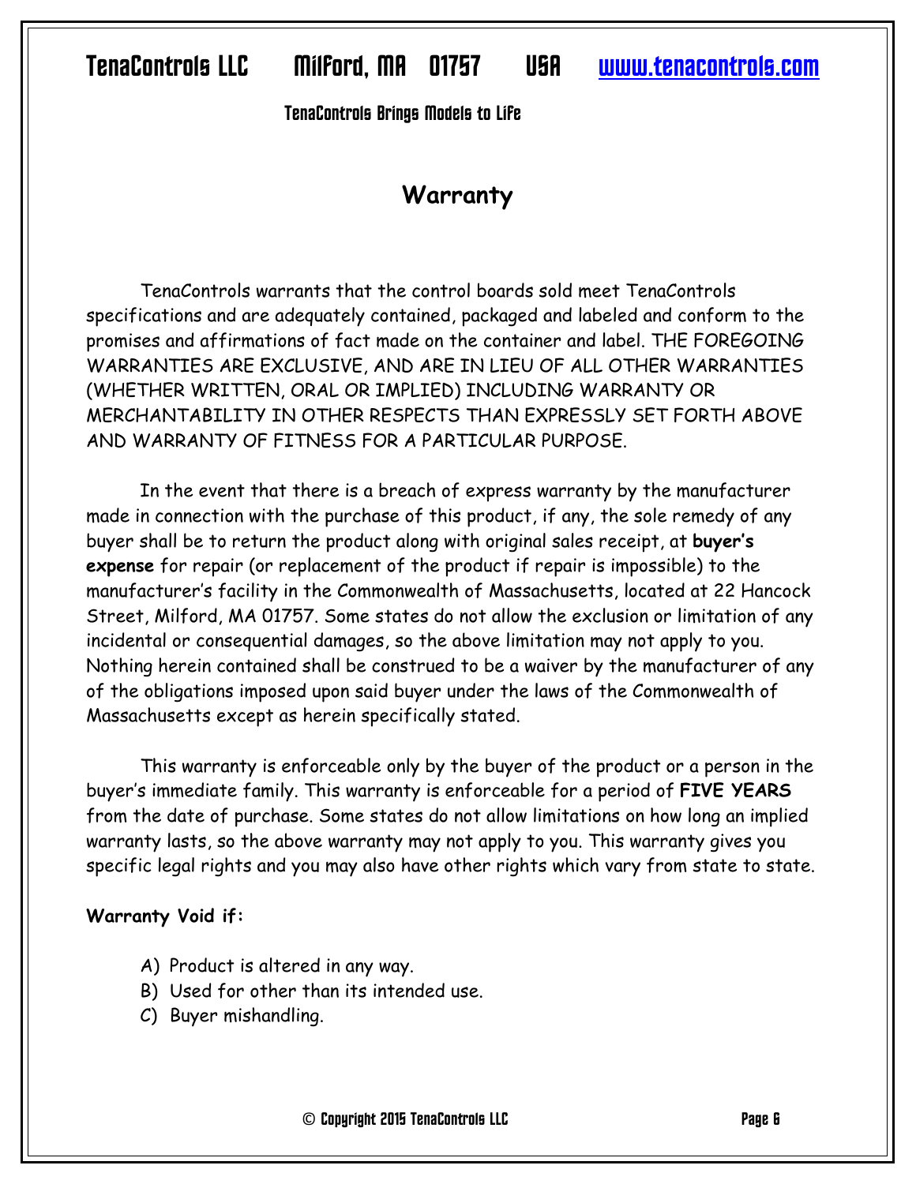# Warranty

TenaControls warrants that the control boards sold meet TenaControls specifications and are adequately contained, packaged and labeled and conform to the promises and affirmations of fact made on the container and label. THE FOREGOING WARRANTIES ARE EXCLUSIVE, AND ARE IN LIEU OF ALL OTHER WARRANTIES (WHETHER WRITTEN, ORAL OR IMPLIED) INCLUDING WARRANTY OR MERCHANTABILITY IN OTHER RESPECTS THAN EXPRESSLY SET FORTH ABOVE AND WARRANTY OF FITNESS FOR A PARTICULAR PURPOSE.

In the event that there is a breach of express warranty by the manufacturer made in connection with the purchase of this product, if any, the sole remedy of any buyer shall be to return the product along with original sales receipt, at **buyer's expense** for repair (or replacement of the product if repair is impossible) to the manufacturer's facility in the Commonwealth of Massachusetts, located at 22 Hancock Street, Milford, MA 01757. Some states do not allow the exclusion or limitation of any incidental or consequential damages, so the above limitation may not apply to you. Nothing herein contained shall be construed to be a waiver by the manufacturer of any of the obligations imposed upon said buyer under the laws of the Commonwealth of Massachusetts except as herein specifically stated.

This warranty is enforceable only by the buyer of the product or a person in the buyer's immediate family. This warranty is enforceable for a period of **FIVE YEARS** from the date of purchase. Some states do not allow limitations on how long an implied warranty lasts, so the above warranty may not apply to you. This warranty gives you specific legal rights and you may also have other rights which vary from state to state.

**Warranty Void if:**

A) Product is altered in any way.
B) Used for other than its intended use.
C) Buyer mishandling.

© Copyright 2015 TenaControls LLC